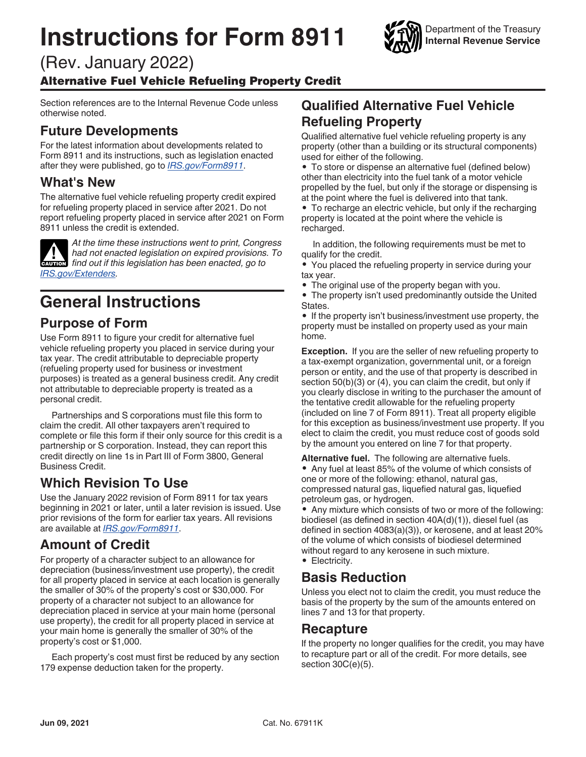# Instructions for Form 8911

Department of the Treasury
**Internal Revenue Service**

(Rev. January 2022)

**Alternative Fuel Vehicle Refueling Property Credit**

Section references are to the Internal Revenue Code unless otherwise noted.

## Future Developments

For the latest information about developments related to Form 8911 and its instructions, such as legislation enacted after they were published, go to *IRS.gov/Form8911*.

## What's New

The alternative fuel vehicle refueling property credit expired for refueling property placed in service after 2021. Do not report refueling property placed in service after 2021 on Form 8911 unless the credit is extended.

*At the time these instructions went to print, Congress had not enacted legislation on expired provisions. To find out if this legislation has been enacted, go to IRS.gov/Extenders.*

# General Instructions

## Purpose of Form

Use Form 8911 to figure your credit for alternative fuel vehicle refueling property you placed in service during your tax year. The credit attributable to depreciable property (refueling property used for business or investment purposes) is treated as a general business credit. Any credit not attributable to depreciable property is treated as a personal credit.

Partnerships and S corporations must file this form to claim the credit. All other taxpayers aren't required to complete or file this form if their only source for this credit is a partnership or S corporation. Instead, they can report this credit directly on line 1s in Part III of Form 3800, General Business Credit.

## Which Revision To Use

Use the January 2022 revision of Form 8911 for tax years beginning in 2021 or later, until a later revision is issued. Use prior revisions of the form for earlier tax years. All revisions are available at *IRS.gov/Form8911*.

## Amount of Credit

For property of a character subject to an allowance for depreciation (business/investment use property), the credit for all property placed in service at each location is generally the smaller of 30% of the property's cost or $30,000. For property of a character not subject to an allowance for depreciation placed in service at your main home (personal use property), the credit for all property placed in service at your main home is generally the smaller of 30% of the property's cost or $1,000.

Each property's cost must first be reduced by any section 179 expense deduction taken for the property.

## Qualified Alternative Fuel Vehicle Refueling Property

Qualified alternative fuel vehicle refueling property is any property (other than a building or its structural components) used for either of the following.

- To store or dispense an alternative fuel (defined below) other than electricity into the fuel tank of a motor vehicle propelled by the fuel, but only if the storage or dispensing is at the point where the fuel is delivered into that tank.
- To recharge an electric vehicle, but only if the recharging property is located at the point where the vehicle is recharged.

In addition, the following requirements must be met to qualify for the credit.

- You placed the refueling property in service during your tax year.
- The original use of the property began with you.
- The property isn't used predominantly outside the United States.
- If the property isn't business/investment use property, the property must be installed on property used as your main home.

**Exception.** If you are the seller of new refueling property to a tax-exempt organization, governmental unit, or a foreign person or entity, and the use of that property is described in section 50(b)(3) or (4), you can claim the credit, but only if you clearly disclose in writing to the purchaser the amount of the tentative credit allowable for the refueling property (included on line 7 of Form 8911). Treat all property eligible for this exception as business/investment use property. If you elect to claim the credit, you must reduce cost of goods sold by the amount you entered on line 7 for that property.

**Alternative fuel.** The following are alternative fuels.

- Any fuel at least 85% of the volume of which consists of one or more of the following: ethanol, natural gas, compressed natural gas, liquefied natural gas, liquefied petroleum gas, or hydrogen.
- Any mixture which consists of two or more of the following: biodiesel (as defined in section 40A(d)(1)), diesel fuel (as defined in section 4083(a)(3)), or kerosene, and at least 20% of the volume of which consists of biodiesel determined without regard to any kerosene in such mixture.
- Electricity.

## Basis Reduction

Unless you elect not to claim the credit, you must reduce the basis of the property by the sum of the amounts entered on lines 7 and 13 for that property.

## Recapture

If the property no longer qualifies for the credit, you may have to recapture part or all of the credit. For more details, see section 30C(e)(5).

Jun 09, 2021

Cat. No. 67911K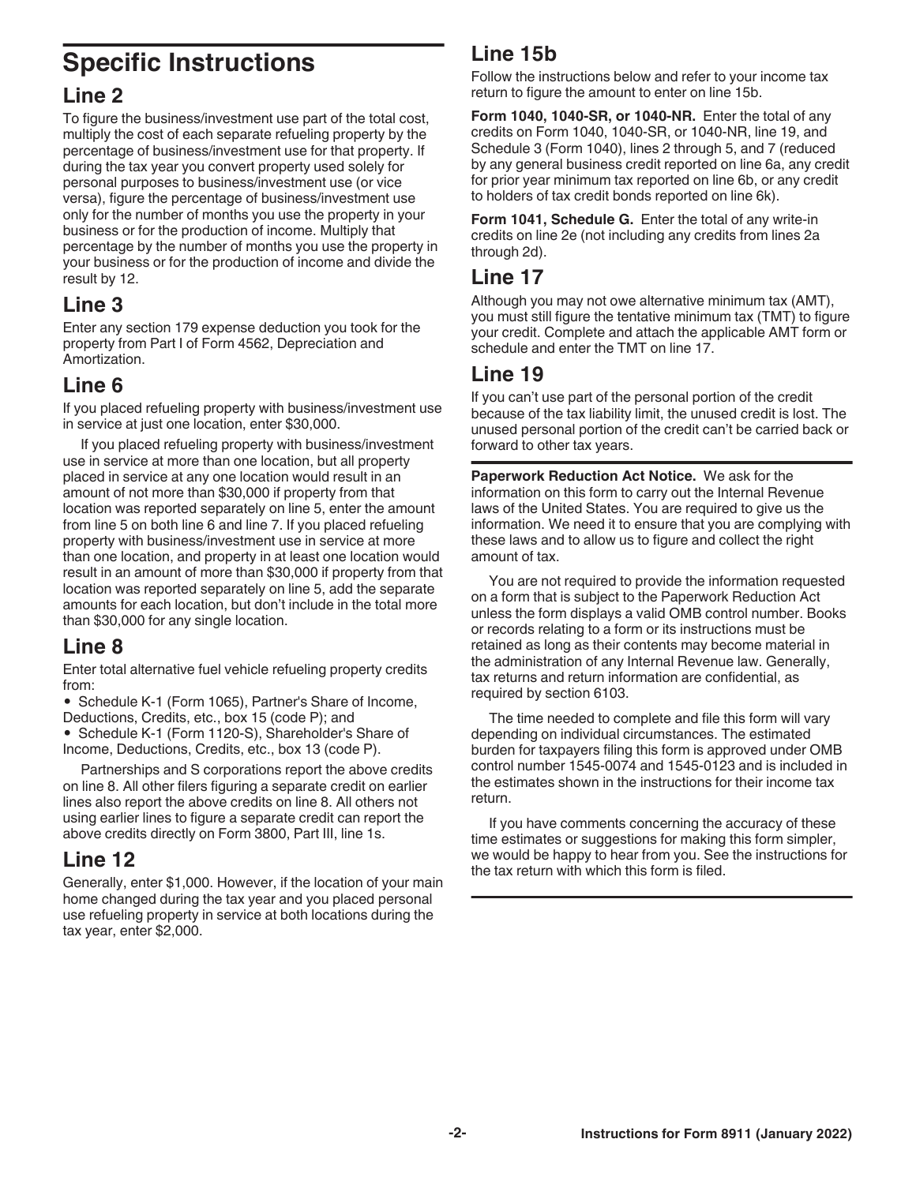# Specific Instructions

## Line 2

To figure the business/investment use part of the total cost, multiply the cost of each separate refueling property by the percentage of business/investment use for that property. If during the tax year you convert property used solely for personal purposes to business/investment use (or vice versa), figure the percentage of business/investment use only for the number of months you use the property in your business or for the production of income. Multiply that percentage by the number of months you use the property in your business or for the production of income and divide the result by 12.

## Line 3

Enter any section 179 expense deduction you took for the property from Part I of Form 4562, Depreciation and Amortization.

## Line 6

If you placed refueling property with business/investment use in service at just one location, enter $30,000.

If you placed refueling property with business/investment use in service at more than one location, but all property placed in service at any one location would result in an amount of not more than $30,000 if property from that location was reported separately on line 5, enter the amount from line 5 on both line 6 and line 7. If you placed refueling property with business/investment use in service at more than one location, and property in at least one location would result in an amount of more than $30,000 if property from that location was reported separately on line 5, add the separate amounts for each location, but don't include in the total more than $30,000 for any single location.

## Line 8

Enter total alternative fuel vehicle refueling property credits from:

- Schedule K-1 (Form 1065), Partner's Share of Income, Deductions, Credits, etc., box 15 (code P); and
- Schedule K-1 (Form 1120-S), Shareholder's Share of Income, Deductions, Credits, etc., box 13 (code P).

Partnerships and S corporations report the above credits on line 8. All other filers figuring a separate credit on earlier lines also report the above credits on line 8. All others not using earlier lines to figure a separate credit can report the above credits directly on Form 3800, Part III, line 1s.

## Line 12

Generally, enter $1,000. However, if the location of your main home changed during the tax year and you placed personal use refueling property in service at both locations during the tax year, enter $2,000.

## Line 15b

Follow the instructions below and refer to your income tax return to figure the amount to enter on line 15b.

**Form 1040, 1040-SR, or 1040-NR.** Enter the total of any credits on Form 1040, 1040-SR, or 1040-NR, line 19, and Schedule 3 (Form 1040), lines 2 through 5, and 7 (reduced by any general business credit reported on line 6a, any credit for prior year minimum tax reported on line 6b, or any credit to holders of tax credit bonds reported on line 6k).

**Form 1041, Schedule G.** Enter the total of any write-in credits on line 2e (not including any credits from lines 2a through 2d).

## Line 17

Although you may not owe alternative minimum tax (AMT), you must still figure the tentative minimum tax (TMT) to figure your credit. Complete and attach the applicable AMT form or schedule and enter the TMT on line 17.

## Line 19

If you can't use part of the personal portion of the credit because of the tax liability limit, the unused credit is lost. The unused personal portion of the credit can't be carried back or forward to other tax years.

**Paperwork Reduction Act Notice.** We ask for the information on this form to carry out the Internal Revenue laws of the United States. You are required to give us the information. We need it to ensure that you are complying with these laws and to allow us to figure and collect the right amount of tax.

You are not required to provide the information requested on a form that is subject to the Paperwork Reduction Act unless the form displays a valid OMB control number. Books or records relating to a form or its instructions must be retained as long as their contents may become material in the administration of any Internal Revenue law. Generally, tax returns and return information are confidential, as required by section 6103.

The time needed to complete and file this form will vary depending on individual circumstances. The estimated burden for taxpayers filing this form is approved under OMB control number 1545-0074 and 1545-0123 and is included in the estimates shown in the instructions for their income tax return.

If you have comments concerning the accuracy of these time estimates or suggestions for making this form simpler, we would be happy to hear from you. See the instructions for the tax return with which this form is filed.